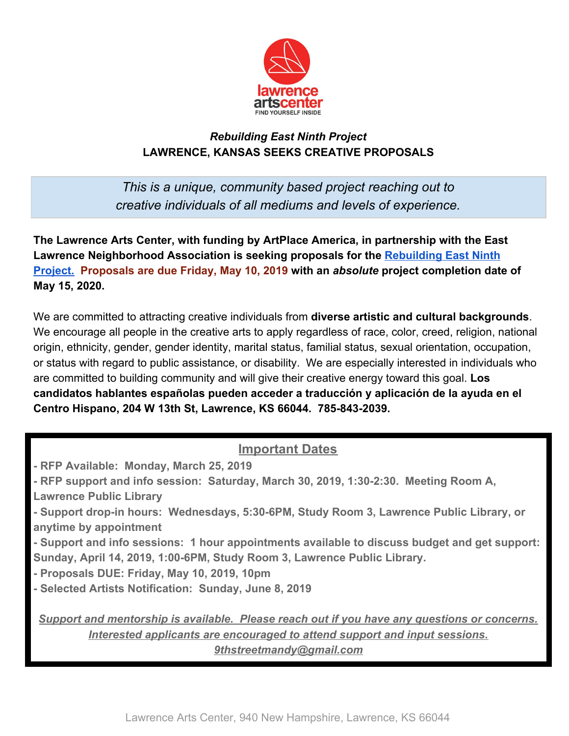lawrence artscenter
FIND YOURSELF INSIDE

***Rebuilding East Ninth Project***
**LAWRENCE, KANSAS SEEKS CREATIVE PROPOSALS**

*This is a unique, community based project reaching out to creative individuals of all mediums and levels of experience.*

**The Lawrence Arts Center, with funding by ArtPlace America, in partnership with the East Lawrence Neighborhood Association is seeking proposals for the Rebuilding East Ninth Project. Proposals are due Friday, May 10, 2019 with an *absolute* project completion date of May 15, 2020.**

We are committed to attracting creative individuals from **diverse artistic and cultural backgrounds**. We encourage all people in the creative arts to apply regardless of race, color, creed, religion, national origin, ethnicity, gender, gender identity, marital status, familial status, sexual orientation, occupation, or status with regard to public assistance, or disability. We are especially interested in individuals who are committed to building community and will give their creative energy toward this goal. **Los candidatos hablantes españolas pueden acceder a traducción y aplicación de la ayuda en el Centro Hispano, 204 W 13th St, Lawrence, KS 66044. 785-843-2039.**

## Important Dates

- **RFP Available: Monday, March 25, 2019**
- **RFP support and info session: Saturday, March 30, 2019, 1:30-2:30. Meeting Room A, Lawrence Public Library**
- **Support drop-in hours: Wednesdays, 5:30-6PM, Study Room 3, Lawrence Public Library, or anytime by appointment**
- **Support and info sessions: 1 hour appointments available to discuss budget and get support: Sunday, April 14, 2019, 1:00-6PM, Study Room 3, Lawrence Public Library.**
- **Proposals DUE: Friday, May 10, 2019, 10pm**
- **Selected Artists Notification: Sunday, June 8, 2019**

***Support and mentorship is available. Please reach out if you have any questions or concerns. Interested applicants are encouraged to attend support and input sessions. 9thstreetmandy@gmail.com***

Lawrence Arts Center, 940 New Hampshire, Lawrence, KS 66044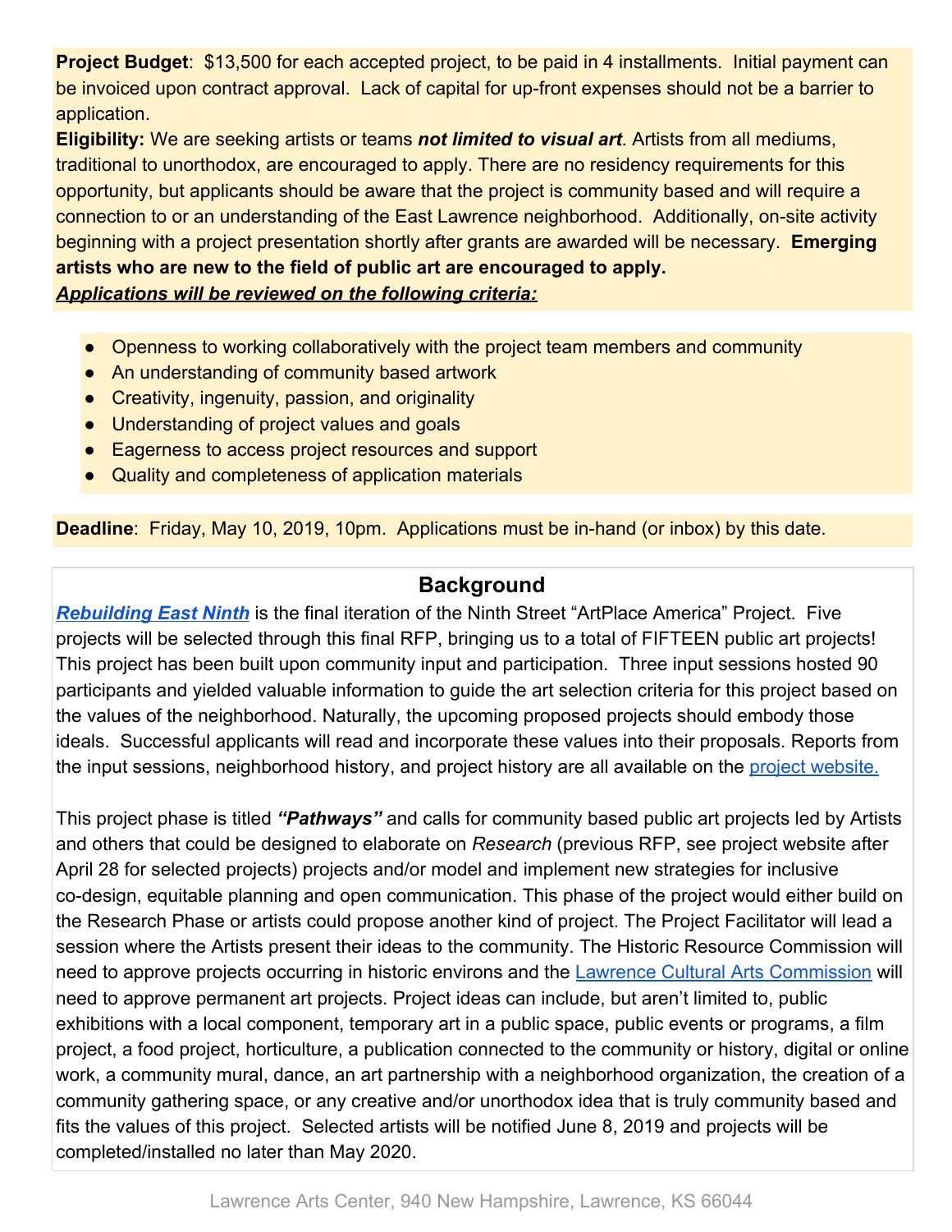**Project Budget**: $13,500 for each accepted project, to be paid in 4 installments. Initial payment can be invoiced upon contract approval. Lack of capital for up-front expenses should not be a barrier to application.

**Eligibility:** We are seeking artists or teams ***not limited to visual art***. Artists from all mediums, traditional to unorthodox, are encouraged to apply. There are no residency requirements for this opportunity, but applicants should be aware that the project is community based and will require a connection to or an understanding of the East Lawrence neighborhood. Additionally, on-site activity beginning with a project presentation shortly after grants are awarded will be necessary. **Emerging artists who are new to the field of public art are encouraged to apply.**

***Applications will be reviewed on the following criteria:***

- Openness to working collaboratively with the project team members and community
- An understanding of community based artwork
- Creativity, ingenuity, passion, and originality
- Understanding of project values and goals
- Eagerness to access project resources and support
- Quality and completeness of application materials

**Deadline**: Friday, May 10, 2019, 10pm. Applications must be in-hand (or inbox) by this date.

## Background

***Rebuilding East Ninth*** is the final iteration of the Ninth Street "ArtPlace America" Project. Five projects will be selected through this final RFP, bringing us to a total of FIFTEEN public art projects! This project has been built upon community input and participation. Three input sessions hosted 90 participants and yielded valuable information to guide the art selection criteria for this project based on the values of the neighborhood. Naturally, the upcoming proposed projects should embody those ideals. Successful applicants will read and incorporate these values into their proposals. Reports from the input sessions, neighborhood history, and project history are all available on the project website.

This project phase is titled ***"Pathways"*** and calls for community based public art projects led by Artists and others that could be designed to elaborate on *Research* (previous RFP, see project website after April 28 for selected projects) projects and/or model and implement new strategies for inclusive co-design, equitable planning and open communication. This phase of the project would either build on the Research Phase or artists could propose another kind of project. The Project Facilitator will lead a session where the Artists present their ideas to the community. The Historic Resource Commission will need to approve projects occurring in historic environs and the Lawrence Cultural Arts Commission will need to approve permanent art projects. Project ideas can include, but aren't limited to, public exhibitions with a local component, temporary art in a public space, public events or programs, a film project, a food project, horticulture, a publication connected to the community or history, digital or online work, a community mural, dance, an art partnership with a neighborhood organization, the creation of a community gathering space, or any creative and/or unorthodox idea that is truly community based and fits the values of this project. Selected artists will be notified June 8, 2019 and projects will be completed/installed no later than May 2020.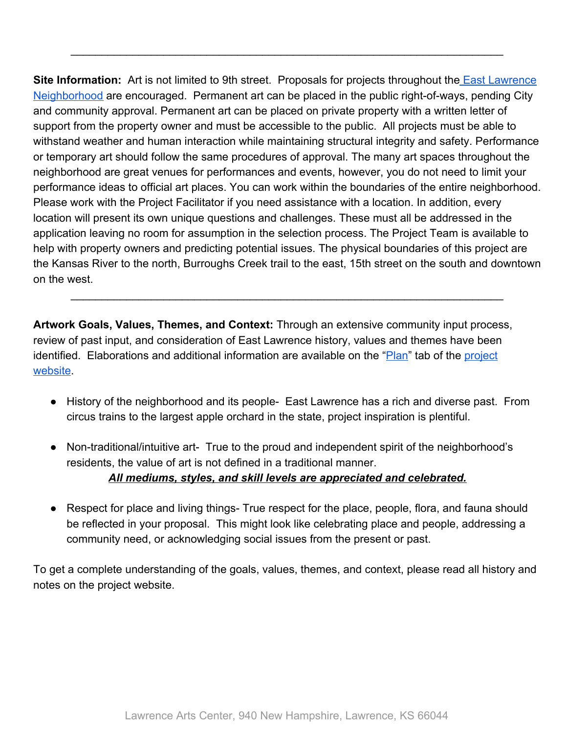---

**Site Information:** Art is not limited to 9th street. Proposals for projects throughout the [East Lawrence Neighborhood]() are encouraged. Permanent art can be placed in the public right-of-ways, pending City and community approval. Permanent art can be placed on private property with a written letter of support from the property owner and must be accessible to the public. All projects must be able to withstand weather and human interaction while maintaining structural integrity and safety. Performance or temporary art should follow the same procedures of approval. The many art spaces throughout the neighborhood are great venues for performances and events, however, you do not need to limit your performance ideas to official art places. You can work within the boundaries of the entire neighborhood. Please work with the Project Facilitator if you need assistance with a location. In addition, every location will present its own unique questions and challenges. These must all be addressed in the application leaving no room for assumption in the selection process. The Project Team is available to help with property owners and predicting potential issues. The physical boundaries of this project are the Kansas River to the north, Burroughs Creek trail to the east, 15th street on the south and downtown on the west.

---

**Artwork Goals, Values, Themes, and Context:** Through an extensive community input process, review of past input, and consideration of East Lawrence history, values and themes have been identified. Elaborations and additional information are available on the "[Plan]()" tab of the [project website]().

- History of the neighborhood and its people- East Lawrence has a rich and diverse past. From circus trains to the largest apple orchard in the state, project inspiration is plentiful.

- Non-traditional/intuitive art- True to the proud and independent spirit of the neighborhood's residents, the value of art is not defined in a traditional manner.
  ***All mediums, styles, and skill levels are appreciated and celebrated.***

- Respect for place and living things- True respect for the place, people, flora, and fauna should be reflected in your proposal. This might look like celebrating place and people, addressing a community need, or acknowledging social issues from the present or past.

To get a complete understanding of the goals, values, themes, and context, please read all history and notes on the project website.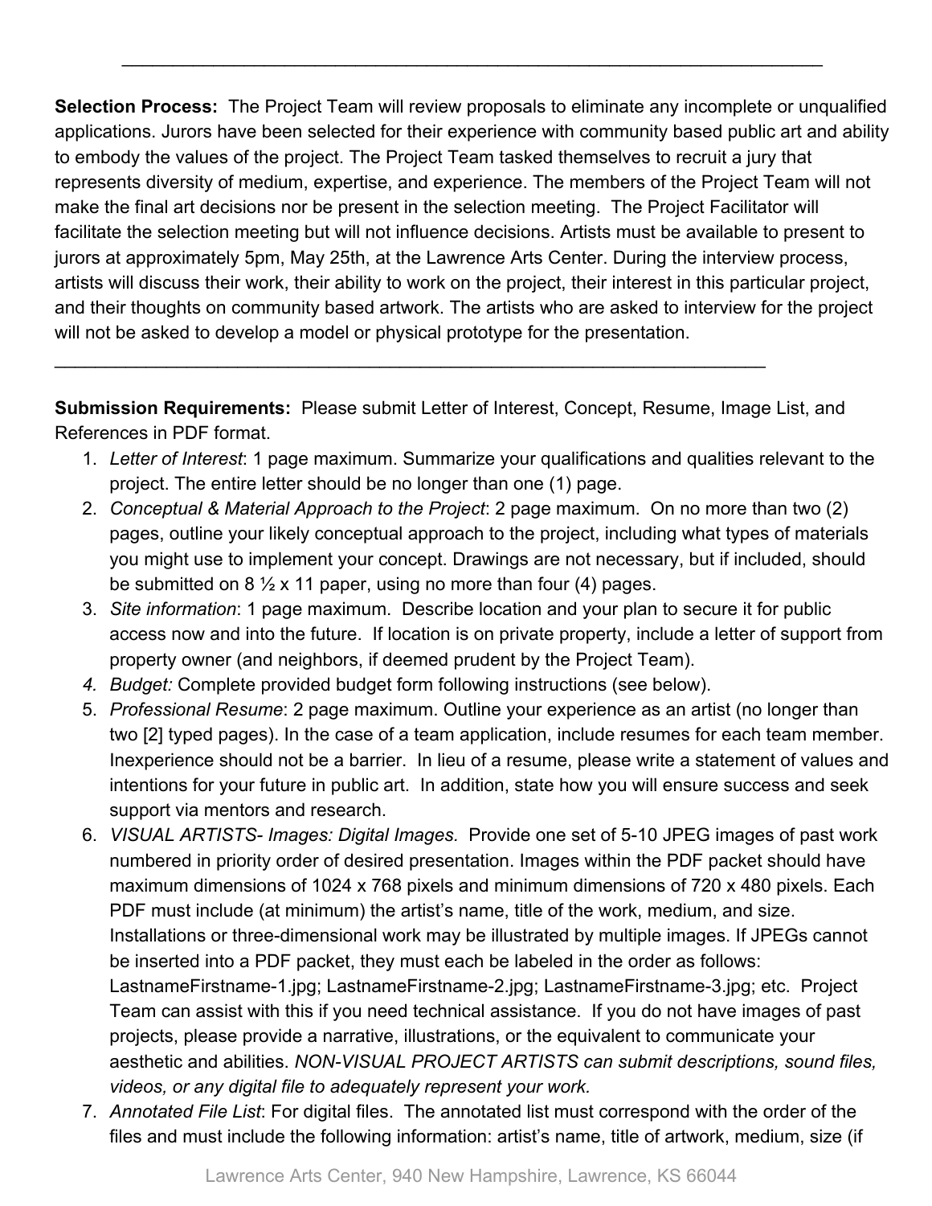---

**Selection Process:** The Project Team will review proposals to eliminate any incomplete or unqualified applications. Jurors have been selected for their experience with community based public art and ability to embody the values of the project. The Project Team tasked themselves to recruit a jury that represents diversity of medium, expertise, and experience. The members of the Project Team will not make the final art decisions nor be present in the selection meeting. The Project Facilitator will facilitate the selection meeting but will not influence decisions. Artists must be available to present to jurors at approximately 5pm, May 25th, at the Lawrence Arts Center. During the interview process, artists will discuss their work, their ability to work on the project, their interest in this particular project, and their thoughts on community based artwork. The artists who are asked to interview for the project will not be asked to develop a model or physical prototype for the presentation.

---

**Submission Requirements:** Please submit Letter of Interest, Concept, Resume, Image List, and References in PDF format.

1. *Letter of Interest*: 1 page maximum. Summarize your qualifications and qualities relevant to the project. The entire letter should be no longer than one (1) page.
2. *Conceptual & Material Approach to the Project*: 2 page maximum. On no more than two (2) pages, outline your likely conceptual approach to the project, including what types of materials you might use to implement your concept. Drawings are not necessary, but if included, should be submitted on 8 ½ x 11 paper, using no more than four (4) pages.
3. *Site information*: 1 page maximum. Describe location and your plan to secure it for public access now and into the future. If location is on private property, include a letter of support from property owner (and neighbors, if deemed prudent by the Project Team).
4. *Budget:* Complete provided budget form following instructions (see below).
5. *Professional Resume*: 2 page maximum. Outline your experience as an artist (no longer than two [2] typed pages). In the case of a team application, include resumes for each team member. Inexperience should not be a barrier. In lieu of a resume, please write a statement of values and intentions for your future in public art. In addition, state how you will ensure success and seek support via mentors and research.
6. *VISUAL ARTISTS- Images: Digital Images.* Provide one set of 5-10 JPEG images of past work numbered in priority order of desired presentation. Images within the PDF packet should have maximum dimensions of 1024 x 768 pixels and minimum dimensions of 720 x 480 pixels. Each PDF must include (at minimum) the artist's name, title of the work, medium, and size. Installations or three-dimensional work may be illustrated by multiple images. If JPEGs cannot be inserted into a PDF packet, they must each be labeled in the order as follows: LastnameFirstname-1.jpg; LastnameFirstname-2.jpg; LastnameFirstname-3.jpg; etc. Project Team can assist with this if you need technical assistance. If you do not have images of past projects, please provide a narrative, illustrations, or the equivalent to communicate your aesthetic and abilities. *NON-VISUAL PROJECT ARTISTS can submit descriptions, sound files, videos, or any digital file to adequately represent your work.*
7. *Annotated File List*: For digital files. The annotated list must correspond with the order of the files and must include the following information: artist's name, title of artwork, medium, size (if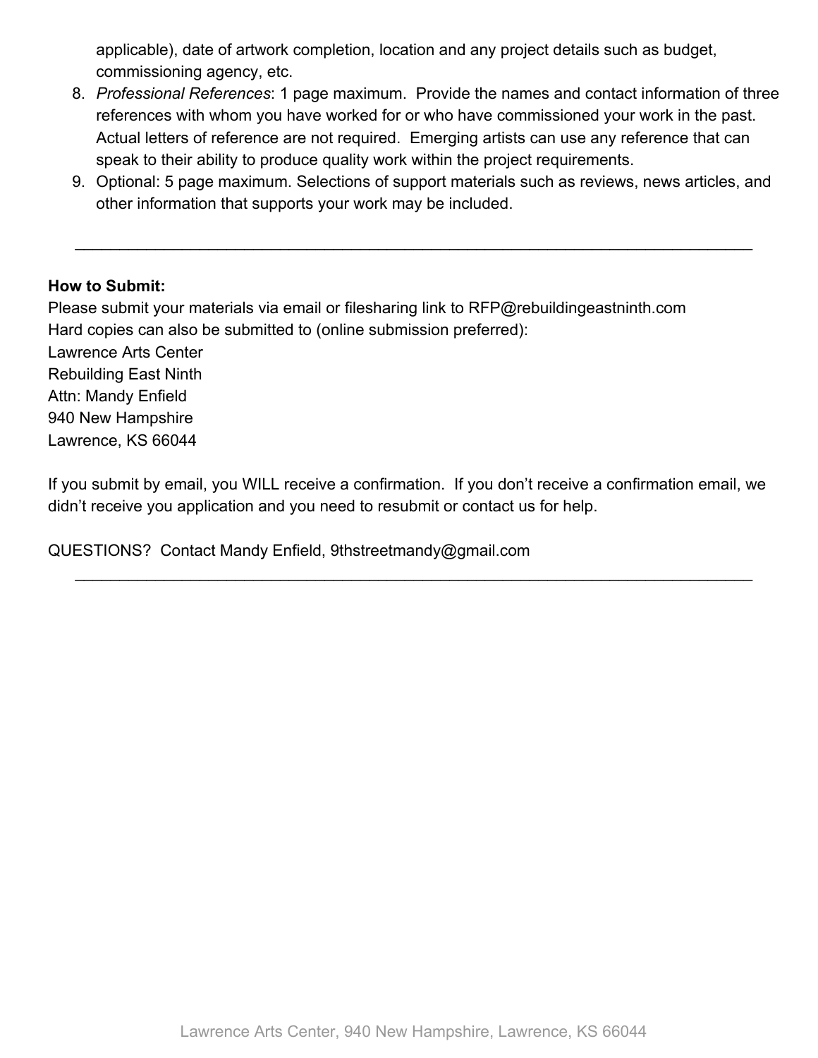applicable), date of artwork completion, location and any project details such as budget, commissioning agency, etc.

8. *Professional References*: 1 page maximum. Provide the names and contact information of three references with whom you have worked for or who have commissioned your work in the past. Actual letters of reference are not required. Emerging artists can use any reference that can speak to their ability to produce quality work within the project requirements.
9. Optional: 5 page maximum. Selections of support materials such as reviews, news articles, and other information that supports your work may be included.

---

**How to Submit:**

Please submit your materials via email or filesharing link to RFP@rebuildingeastninth.com
Hard copies can also be submitted to (online submission preferred):
Lawrence Arts Center
Rebuilding East Ninth
Attn: Mandy Enfield
940 New Hampshire
Lawrence, KS 66044

If you submit by email, you WILL receive a confirmation. If you don't receive a confirmation email, we didn't receive you application and you need to resubmit or contact us for help.

QUESTIONS? Contact Mandy Enfield, 9thstreetmandy@gmail.com

---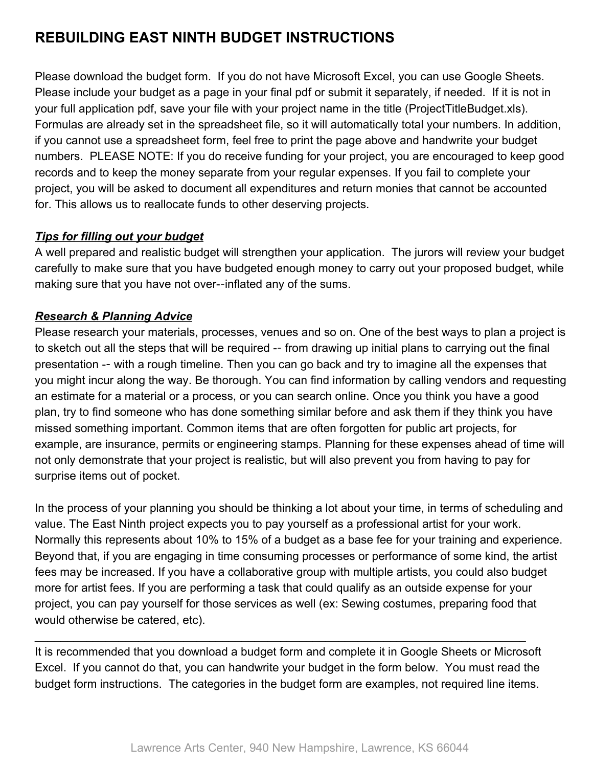# REBUILDING EAST NINTH BUDGET INSTRUCTIONS

Please download the budget form. If you do not have Microsoft Excel, you can use Google Sheets. Please include your budget as a page in your final pdf or submit it separately, if needed. If it is not in your full application pdf, save your file with your project name in the title (ProjectTitleBudget.xls). Formulas are already set in the spreadsheet file, so it will automatically total your numbers. In addition, if you cannot use a spreadsheet form, feel free to print the page above and handwrite your budget numbers. PLEASE NOTE: If you do receive funding for your project, you are encouraged to keep good records and to keep the money separate from your regular expenses. If you fail to complete your project, you will be asked to document all expenditures and return monies that cannot be accounted for. This allows us to reallocate funds to other deserving projects.

***Tips for filling out your budget***

A well prepared and realistic budget will strengthen your application. The jurors will review your budget carefully to make sure that you have budgeted enough money to carry out your proposed budget, while making sure that you have not over--inflated any of the sums.

***Research & Planning Advice***

Please research your materials, processes, venues and so on. One of the best ways to plan a project is to sketch out all the steps that will be required -- from drawing up initial plans to carrying out the final presentation -- with a rough timeline. Then you can go back and try to imagine all the expenses that you might incur along the way. Be thorough. You can find information by calling vendors and requesting an estimate for a material or a process, or you can search online. Once you think you have a good plan, try to find someone who has done something similar before and ask them if they think you have missed something important. Common items that are often forgotten for public art projects, for example, are insurance, permits or engineering stamps. Planning for these expenses ahead of time will not only demonstrate that your project is realistic, but will also prevent you from having to pay for surprise items out of pocket.

In the process of your planning you should be thinking a lot about your time, in terms of scheduling and value. The East Ninth project expects you to pay yourself as a professional artist for your work. Normally this represents about 10% to 15% of a budget as a base fee for your training and experience. Beyond that, if you are engaging in time consuming processes or performance of some kind, the artist fees may be increased. If you have a collaborative group with multiple artists, you could also budget more for artist fees. If you are performing a task that could qualify as an outside expense for your project, you can pay yourself for those services as well (ex: Sewing costumes, preparing food that would otherwise be catered, etc).

---

It is recommended that you download a budget form and complete it in Google Sheets or Microsoft Excel. If you cannot do that, you can handwrite your budget in the form below. You must read the budget form instructions. The categories in the budget form are examples, not required line items.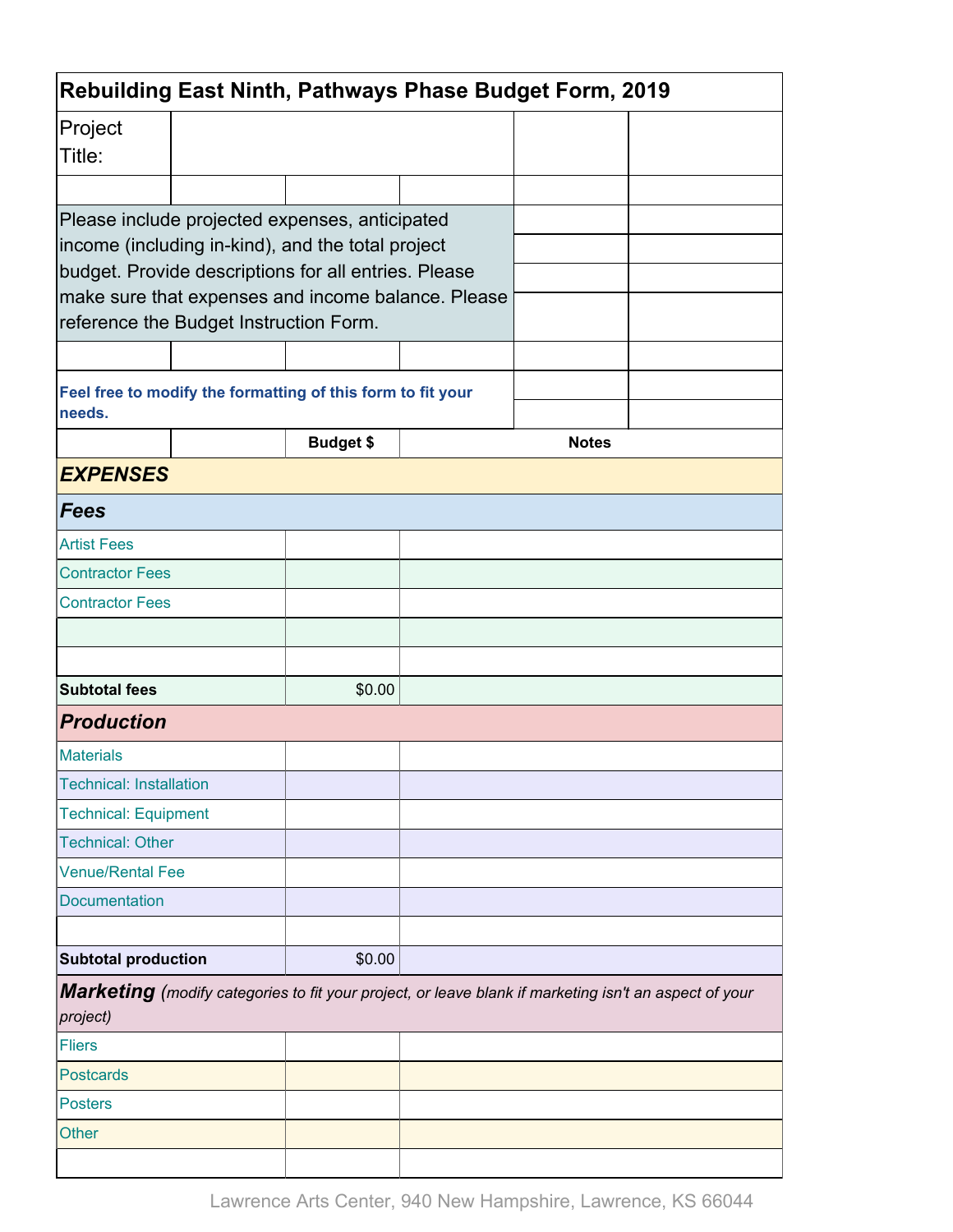# Rebuilding East Ninth, Pathways Phase Budget Form, 2019

**Project Title:**

Please include projected expenses, anticipated income (including in-kind), and the total project budget. Provide descriptions for all entries. Please make sure that expenses and income balance. Please reference the Budget Instruction Form.

**Feel free to modify the formatting of this form to fit your needs.**

| | Budget $ | Notes |
|---|---|---|
| ***EXPENSES*** | | |
| ***Fees*** | | |
| Artist Fees | | |
| Contractor Fees | | |
| Contractor Fees | | |
| | | |
| | | |
| **Subtotal fees** | $0.00 | |
| ***Production*** | | |
| Materials | | |
| Technical: Installation | | |
| Technical: Equipment | | |
| Technical: Other | | |
| Venue/Rental Fee | | |
| Documentation | | |
| | | |
| **Subtotal production** | $0.00 | |
| ***Marketing*** *(modify categories to fit your project, or leave blank if marketing isn't an aspect of your project)* | | |
| Fliers | | |
| Postcards | | |
| Posters | | |
| Other | | |
| | | |

Lawrence Arts Center, 940 New Hampshire, Lawrence, KS 66044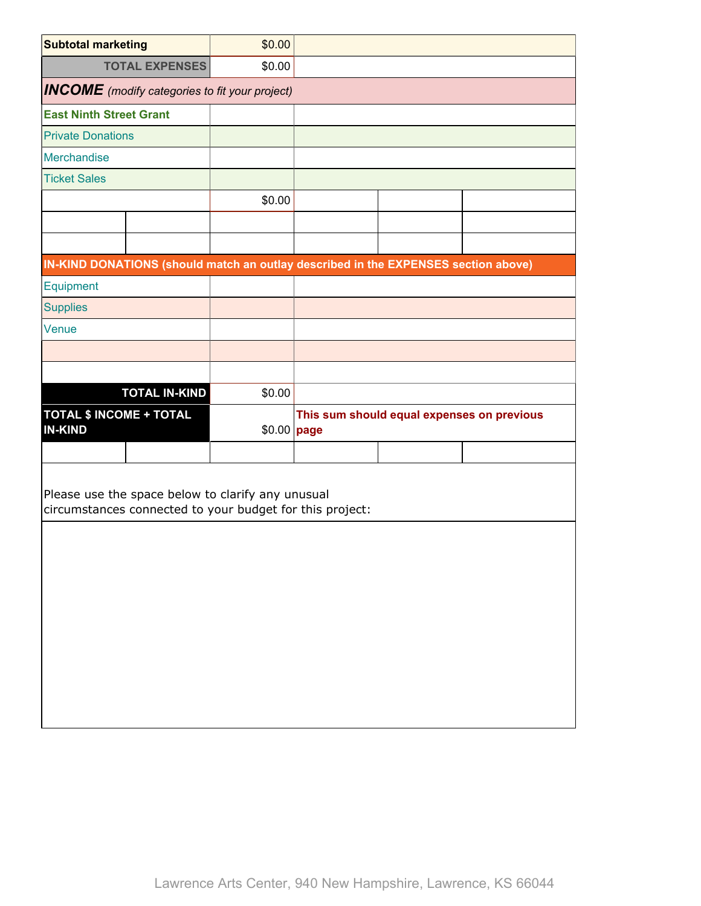| | | |
|---|---|---|
| **Subtotal marketing** | $0.00 | |
| **TOTAL EXPENSES** | $0.00 | |
| ***INCOME*** *(modify categories to fit your project)* | | |
| **East Ninth Street Grant** | | |
| Private Donations | | |
| Merchandise | | |
| Ticket Sales | | |
| | $0.00 | |
| | | |
| | | |
| **IN-KIND DONATIONS (should match an outlay described in the EXPENSES section above)** | | |
| Equipment | | |
| Supplies | | |
| Venue | | |
| | | |
| | | |
| **TOTAL IN-KIND** | $0.00 | |
| **TOTAL $ INCOME + TOTAL IN-KIND** | $0.00 | **This sum should equal expenses on previous page** |

Please use the space below to clarify any unusual circumstances connected to your budget for this project:

Lawrence Arts Center, 940 New Hampshire, Lawrence, KS 66044